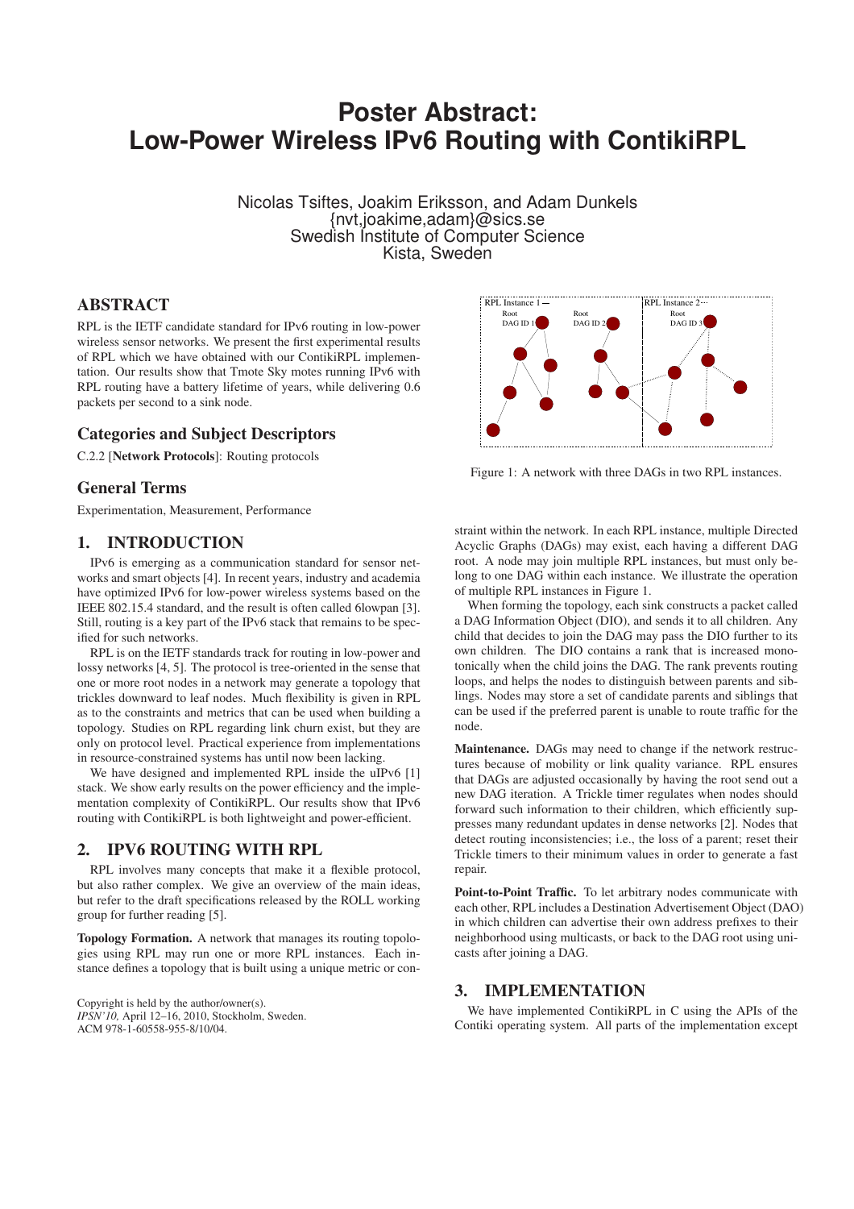# Poster Abstract: Low-Power Wireless IPv6 Routing with ContikiRPL

Nicolas Tsiftes, Joakim Eriksson, and Adam Dunkels
{nvt,joakime,adam}@sics.se
Swedish Institute of Computer Science
Kista, Sweden

## ABSTRACT

RPL is the IETF candidate standard for IPv6 routing in low-power wireless sensor networks. We present the first experimental results of RPL which we have obtained with our ContikiRPL implementation. Our results show that Tmote Sky motes running IPv6 with RPL routing have a battery lifetime of years, while delivering 0.6 packets per second to a sink node.

## Categories and Subject Descriptors

C.2.2 [**Network Protocols**]: Routing protocols

## General Terms

Experimentation, Measurement, Performance

## 1. INTRODUCTION

IPv6 is emerging as a communication standard for sensor networks and smart objects [4]. In recent years, industry and academia have optimized IPv6 for low-power wireless systems based on the IEEE 802.15.4 standard, and the result is often called 6lowpan [3]. Still, routing is a key part of the IPv6 stack that remains to be specified for such networks.

RPL is on the IETF standards track for routing in low-power and lossy networks [4, 5]. The protocol is tree-oriented in the sense that one or more root nodes in a network may generate a topology that trickles downward to leaf nodes. Much flexibility is given in RPL as to the constraints and metrics that can be used when building a topology. Studies on RPL regarding link churn exist, but they are only on protocol level. Practical experience from implementations in resource-constrained systems has until now been lacking.

We have designed and implemented RPL inside the uIPv6 [1] stack. We show early results on the power efficiency and the implementation complexity of ContikiRPL. Our results show that IPv6 routing with ContikiRPL is both lightweight and power-efficient.

## 2. IPV6 ROUTING WITH RPL

RPL involves many concepts that make it a flexible protocol, but also rather complex. We give an overview of the main ideas, but refer to the draft specifications released by the ROLL working group for further reading [5].

**Topology Formation.** A network that manages its routing topologies using RPL may run one or more RPL instances. Each instance defines a topology that is built using a unique metric or constraint within the network. In each RPL instance, multiple Directed Acyclic Graphs (DAGs) may exist, each having a different DAG root. A node may join multiple RPL instances, but must only belong to one DAG within each instance. We illustrate the operation of multiple RPL instances in Figure 1.

RPL Instance 1
Root
DAG ID 1
Root
DAG ID 2
RPL Instance 2
Root
DAG ID 3

Figure 1: A network with three DAGs in two RPL instances.

When forming the topology, each sink constructs a packet called a DAG Information Object (DIO), and sends it to all children. Any child that decides to join the DAG may pass the DIO further to its own children. The DIO contains a rank that is increased monotonically when the child joins the DAG. The rank prevents routing loops, and helps the nodes to distinguish between parents and siblings. Nodes may store a set of candidate parents and siblings that can be used if the preferred parent is unable to route traffic for the node.

**Maintenance.** DAGs may need to change if the network restructures because of mobility or link quality variance. RPL ensures that DAGs are adjusted occasionally by having the root send out a new DAG iteration. A Trickle timer regulates when nodes should forward such information to their children, which efficiently suppresses many redundant updates in dense networks [2]. Nodes that detect routing inconsistencies; i.e., the loss of a parent; reset their Trickle timers to their minimum values in order to generate a fast repair.

**Point-to-Point Traffic.** To let arbitrary nodes communicate with each other, RPL includes a Destination Advertisement Object (DAO) in which children can advertise their own address prefixes to their neighborhood using multicasts, or back to the DAG root using unicasts after joining a DAG.

## 3. IMPLEMENTATION

We have implemented ContikiRPL in C using the APIs of the Contiki operating system. All parts of the implementation except

Copyright is held by the author/owner(s).
*IPSN'10,* April 12–16, 2010, Stockholm, Sweden.
ACM 978-1-60558-955-8/10/04.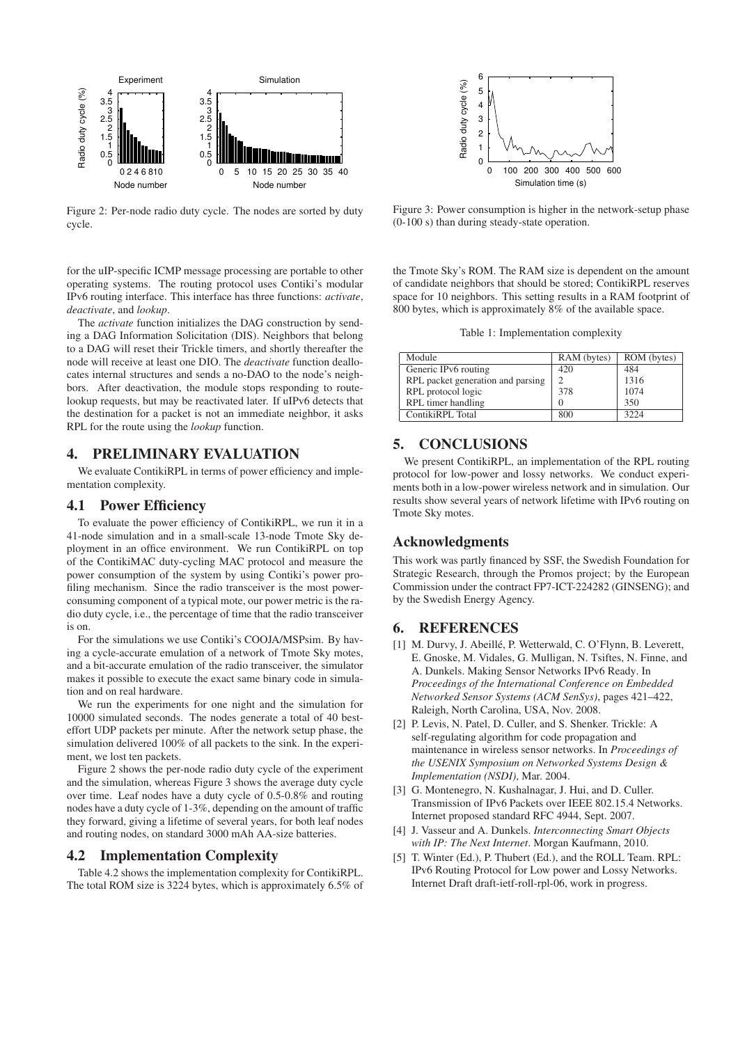Experiment

Simulation

Radio duty cycle (%)

4
3.5
3
2.5
2
1.5
1
0.5
0

0 2 4 6 8 10

Node number

0 5 10 15 20 25 30 35 40

Node number

Figure 2: Per-node radio duty cycle. The nodes are sorted by duty cycle.

Radio duty cycle (%)

6
5
4
3
2
1
0

0 100 200 300 400 500 600

Simulation time (s)

Figure 3: Power consumption is higher in the network-setup phase (0-100 s) than during steady-state operation.

for the uIP-specific ICMP message processing are portable to other operating systems. The routing protocol uses Contiki's modular IPv6 routing interface. This interface has three functions: *activate*, *deactivate*, and *lookup*.

The *activate* function initializes the DAG construction by sending a DAG Information Solicitation (DIS). Neighbors that belong to a DAG will reset their Trickle timers, and shortly thereafter the node will receive at least one DIO. The *deactivate* function deallocates internal structures and sends a no-DAO to the node's neighbors. After deactivation, the module stops responding to route-lookup requests, but may be reactivated later. If uIPv6 detects that the destination for a packet is not an immediate neighbor, it asks RPL for the route using the *lookup* function.

# 4. PRELIMINARY EVALUATION

We evaluate ContikiRPL in terms of power efficiency and implementation complexity.

## 4.1 Power Efficiency

To evaluate the power efficiency of ContikiRPL, we run it in a 41-node simulation and in a small-scale 13-node Tmote Sky deployment in an office environment. We run ContikiRPL on top of the ContikiMAC duty-cycling MAC protocol and measure the power consumption of the system by using Contiki's power profiling mechanism. Since the radio transceiver is the most power-consuming component of a typical mote, our power metric is the radio duty cycle, i.e., the percentage of time that the radio transceiver is on.

For the simulations we use Contiki's COOJA/MSPsim. By having a cycle-accurate emulation of a network of Tmote Sky motes, and a bit-accurate emulation of the radio transceiver, the simulator makes it possible to execute the exact same binary code in simulation and on real hardware.

We run the experiments for one night and the simulation for 10000 simulated seconds. The nodes generate a total of 40 best-effort UDP packets per minute. After the network setup phase, the simulation delivered 100% of all packets to the sink. In the experiment, we lost ten packets.

Figure 2 shows the per-node radio duty cycle of the experiment and the simulation, whereas Figure 3 shows the average duty cycle over time. Leaf nodes have a duty cycle of 0.5-0.8% and routing nodes have a duty cycle of 1-3%, depending on the amount of traffic they forward, giving a lifetime of several years, for both leaf nodes and routing nodes, on standard 3000 mAh AA-size batteries.

## 4.2 Implementation Complexity

Table 4.2 shows the implementation complexity for ContikiRPL. The total ROM size is 3224 bytes, which is approximately 6.5% of the Tmote Sky's ROM. The RAM size is dependent on the amount of candidate neighbors that should be stored; ContikiRPL reserves space for 10 neighbors. This setting results in a RAM footprint of 800 bytes, which is approximately 8% of the available space.

Table 1: Implementation complexity

| Module | RAM (bytes) | ROM (bytes) |
|---|---|---|
| Generic IPv6 routing | 420 | 484 |
| RPL packet generation and parsing | 2 | 1316 |
| RPL protocol logic | 378 | 1074 |
| RPL timer handling | 0 | 350 |
| ContikiRPL Total | 800 | 3224 |

# 5. CONCLUSIONS

We present ContikiRPL, an implementation of the RPL routing protocol for low-power and lossy networks. We conduct experiments both in a low-power wireless network and in simulation. Our results show several years of network lifetime with IPv6 routing on Tmote Sky motes.

## Acknowledgments

This work was partly financed by SSF, the Swedish Foundation for Strategic Research, through the Promos project; by the European Commission under the contract FP7-ICT-224282 (GINSENG); and by the Swedish Energy Agency.

# 6. REFERENCES

[1] M. Durvy, J. Abeillé, P. Wetterwald, C. O'Flynn, B. Leverett, E. Gnoske, M. Vidales, G. Mulligan, N. Tsiftes, N. Finne, and A. Dunkels. Making Sensor Networks IPv6 Ready. In *Proceedings of the International Conference on Embedded Networked Sensor Systems (ACM SenSys)*, pages 421–422, Raleigh, North Carolina, USA, Nov. 2008.

[2] P. Levis, N. Patel, D. Culler, and S. Shenker. Trickle: A self-regulating algorithm for code propagation and maintenance in wireless sensor networks. In *Proceedings of the USENIX Symposium on Networked Systems Design & Implementation (NSDI)*, Mar. 2004.

[3] G. Montenegro, N. Kushalnagar, J. Hui, and D. Culler. Transmission of IPv6 Packets over IEEE 802.15.4 Networks. Internet proposed standard RFC 4944, Sept. 2007.

[4] J. Vasseur and A. Dunkels. *Interconnecting Smart Objects with IP: The Next Internet*. Morgan Kaufmann, 2010.

[5] T. Winter (Ed.), P. Thubert (Ed.), and the ROLL Team. RPL: IPv6 Routing Protocol for Low power and Lossy Networks. Internet Draft draft-ietf-roll-rpl-06, work in progress.